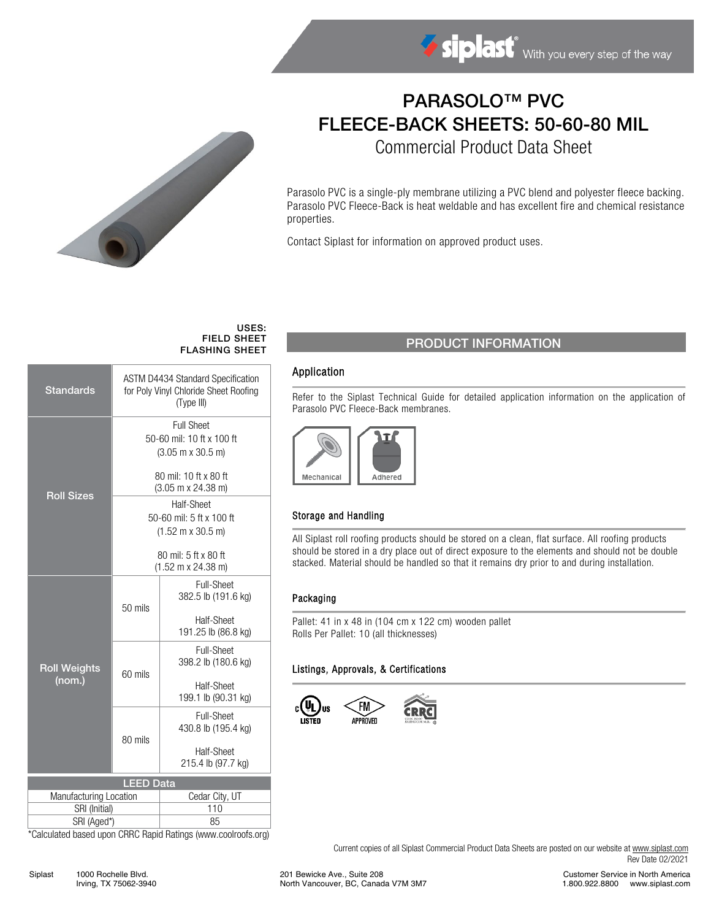# PARASOLO™ PVC FLEECE-BACK SHEETS: 50-60-80 MIL

## Commercial Product Data Sheet

Parasolo PVC is a single-ply membrane utilizing a PVC blend and polyester fleece backing. Parasolo PVC Fleece-Back is heat weldable and has excellent fire and chemical resistance properties.

Contact Siplast for information on approved product uses.

**USES:**
**FIELD SHEET**
**FLASHING SHEET**

| | | |
|---|---|---|
| **Standards** | ASTM D4434 Standard Specification for Poly Vinyl Chloride Sheet Roofing (Type III) | |
| **Roll Sizes** | Full Sheet<br>50-60 mil: 10 ft x 100 ft<br>(3.05 m x 30.5 m)<br><br>80 mil: 10 ft x 80 ft<br>(3.05 m x 24.38 m) | |
| | Half-Sheet<br>50-60 mil: 5 ft x 100 ft<br>(1.52 m x 30.5 m)<br><br>80 mil: 5 ft x 80 ft<br>(1.52 m x 24.38 m) | |
| **Roll Weights (nom.)** | 50 mils | Full-Sheet<br>382.5 lb (191.6 kg)<br><br>Half-Sheet<br>191.25 lb (86.8 kg) |
| | 60 mils | Full-Sheet<br>398.2 lb (180.6 kg)<br><br>Half-Sheet<br>199.1 lb (90.31 kg) |
| | 80 mils | Full-Sheet<br>430.8 lb (195.4 kg)<br><br>Half-Sheet<br>215.4 lb (97.7 kg) |

| LEED Data | |
|---|---|
| Manufacturing Location | Cedar City, UT |
| SRI (Initial) | 110 |
| SRI (Aged*) | 85 |

*Calculated based upon CRRC Rapid Ratings (www.coolroofs.org)

## PRODUCT INFORMATION

### Application

Refer to the Siplast Technical Guide for detailed application information on the application of Parasolo PVC Fleece-Back membranes.

Mechanical | Adhered

### Storage and Handling

All Siplast roll roofing products should be stored on a clean, flat surface. All roofing products should be stored in a dry place out of direct exposure to the elements and should not be double stacked. Material should be handled so that it remains dry prior to and during installation.

### Packaging

Pallet: 41 in x 48 in (104 cm x 122 cm) wooden pallet
Rolls Per Pallet: 10 (all thicknesses)

### Listings, Approvals, & Certifications

UL LISTED | FM APPROVED | CRRC

Current copies of all Siplast Commercial Product Data Sheets are posted on our website at www.siplast.com
Rev Date 02/2021

Siplast 1000 Rochelle Blvd. Irving, TX 75062-3940 | 201 Bewicke Ave., Suite 208 North Vancouver, BC, Canada V7M 3M7 | Customer Service in North America 1.800.922.8800 www.siplast.com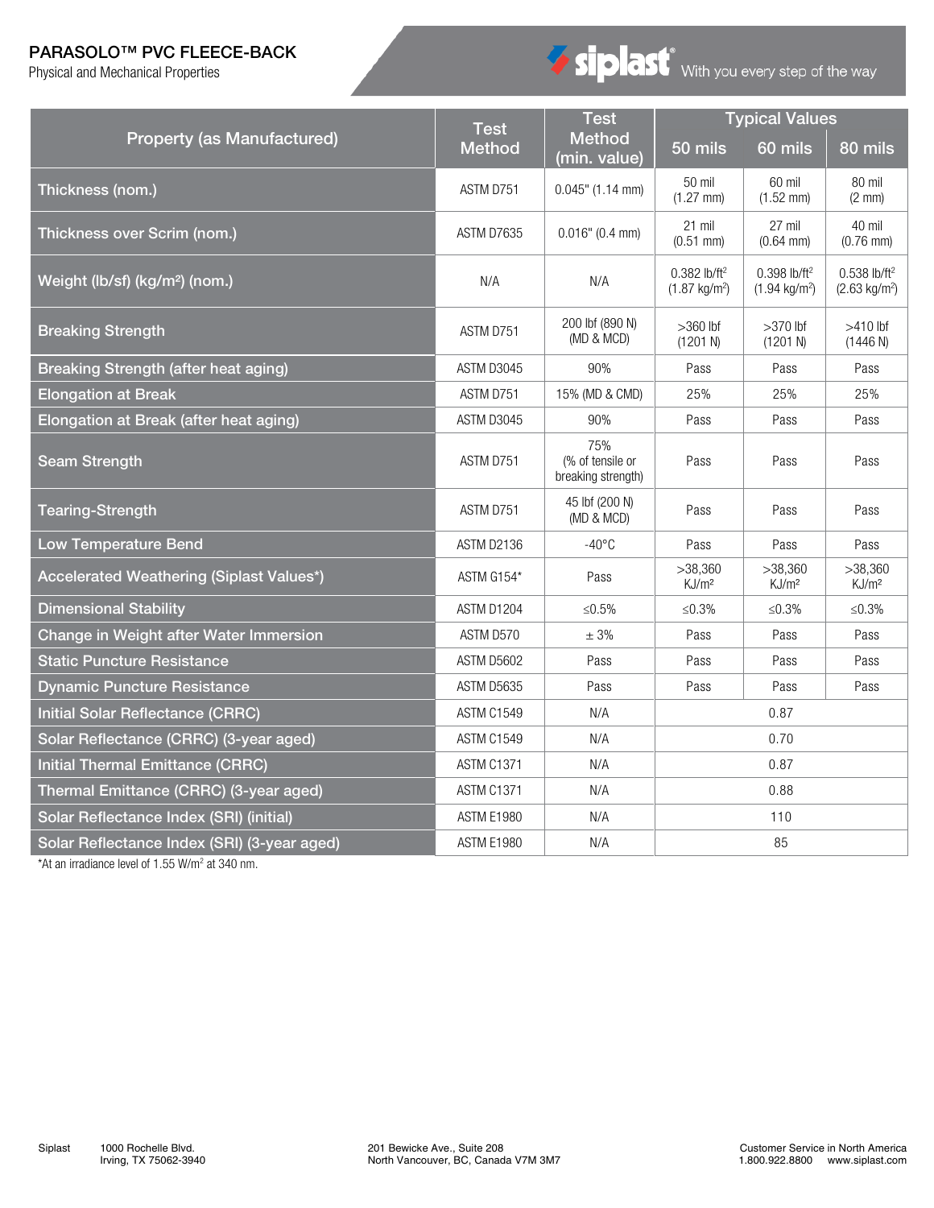# PARASOLO™ PVC FLEECE-BACK

Physical and Mechanical Properties

siplast With you every step of the way

| Property (as Manufactured) | Test Method | Test Method (min. value) | Typical Values | | |
|---|---|---|---|---|---|
| | | | 50 mils | 60 mils | 80 mils |
| Thickness (nom.) | ASTM D751 | 0.045" (1.14 mm) | 50 mil (1.27 mm) | 60 mil (1.52 mm) | 80 mil (2 mm) |
| Thickness over Scrim (nom.) | ASTM D7635 | 0.016" (0.4 mm) | 21 mil (0.51 mm) | 27 mil (0.64 mm) | 40 mil (0.76 mm) |
| Weight (lb/sf) (kg/m²) (nom.) | N/A | N/A | 0.382 lb/ft² (1.87 kg/m²) | 0.398 lb/ft² (1.94 kg/m²) | 0.538 lb/ft² (2.63 kg/m²) |
| Breaking Strength | ASTM D751 | 200 lbf (890 N) (MD & MCD) | >360 lbf (1201 N) | >370 lbf (1201 N) | >410 lbf (1446 N) |
| Breaking Strength (after heat aging) | ASTM D3045 | 90% | Pass | Pass | Pass |
| Elongation at Break | ASTM D751 | 15% (MD & CMD) | 25% | 25% | 25% |
| Elongation at Break (after heat aging) | ASTM D3045 | 90% | Pass | Pass | Pass |
| Seam Strength | ASTM D751 | 75% (% of tensile or breaking strength) | Pass | Pass | Pass |
| Tearing-Strength | ASTM D751 | 45 lbf (200 N) (MD & MCD) | Pass | Pass | Pass |
| Low Temperature Bend | ASTM D2136 | -40°C | Pass | Pass | Pass |
| Accelerated Weathering (Siplast Values*) | ASTM G154* | Pass | >38,360 KJ/m² | >38,360 KJ/m² | >38,360 KJ/m² |
| Dimensional Stability | ASTM D1204 | ≤0.5% | ≤0.3% | ≤0.3% | ≤0.3% |
| Change in Weight after Water Immersion | ASTM D570 | ± 3% | Pass | Pass | Pass |
| Static Puncture Resistance | ASTM D5602 | Pass | Pass | Pass | Pass |
| Dynamic Puncture Resistance | ASTM D5635 | Pass | Pass | Pass | Pass |
| Initial Solar Reflectance (CRRC) | ASTM C1549 | N/A | 0.87 | | |
| Solar Reflectance (CRRC) (3-year aged) | ASTM C1549 | N/A | 0.70 | | |
| Initial Thermal Emittance (CRRC) | ASTM C1371 | N/A | 0.87 | | |
| Thermal Emittance (CRRC) (3-year aged) | ASTM C1371 | N/A | 0.88 | | |
| Solar Reflectance Index (SRI) (initial) | ASTM E1980 | N/A | 110 | | |
| Solar Reflectance Index (SRI) (3-year aged) | ASTM E1980 | N/A | 85 | | |

*At an irradiance level of 1.55 W/m² at 340 nm.

Siplast 1000 Rochelle Blvd. Irving, TX 75062-3940

201 Bewicke Ave., Suite 208 North Vancouver, BC, Canada V7M 3M7

Customer Service in North America 1.800.922.8800 www.siplast.com